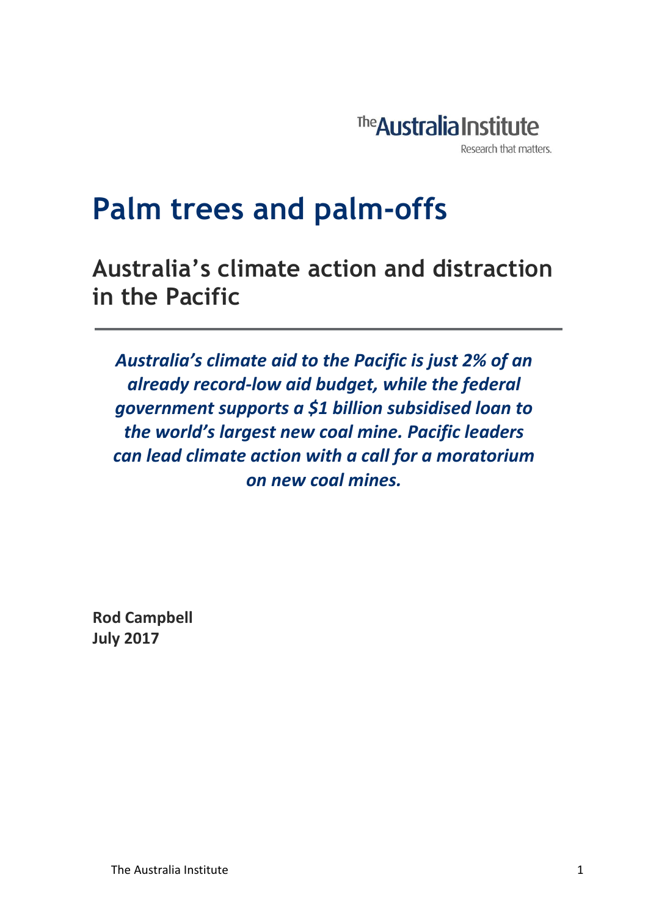The Australia Institute

Research that matters.

# Palm trees and palm-offs

## Australia's climate action and distraction in the Pacific

***Australia's climate aid to the Pacific is just 2% of an already record-low aid budget, while the federal government supports a $1 billion subsidised loan to the world's largest new coal mine. Pacific leaders can lead climate action with a call for a moratorium on new coal mines.***

**Rod Campbell**
**July 2017**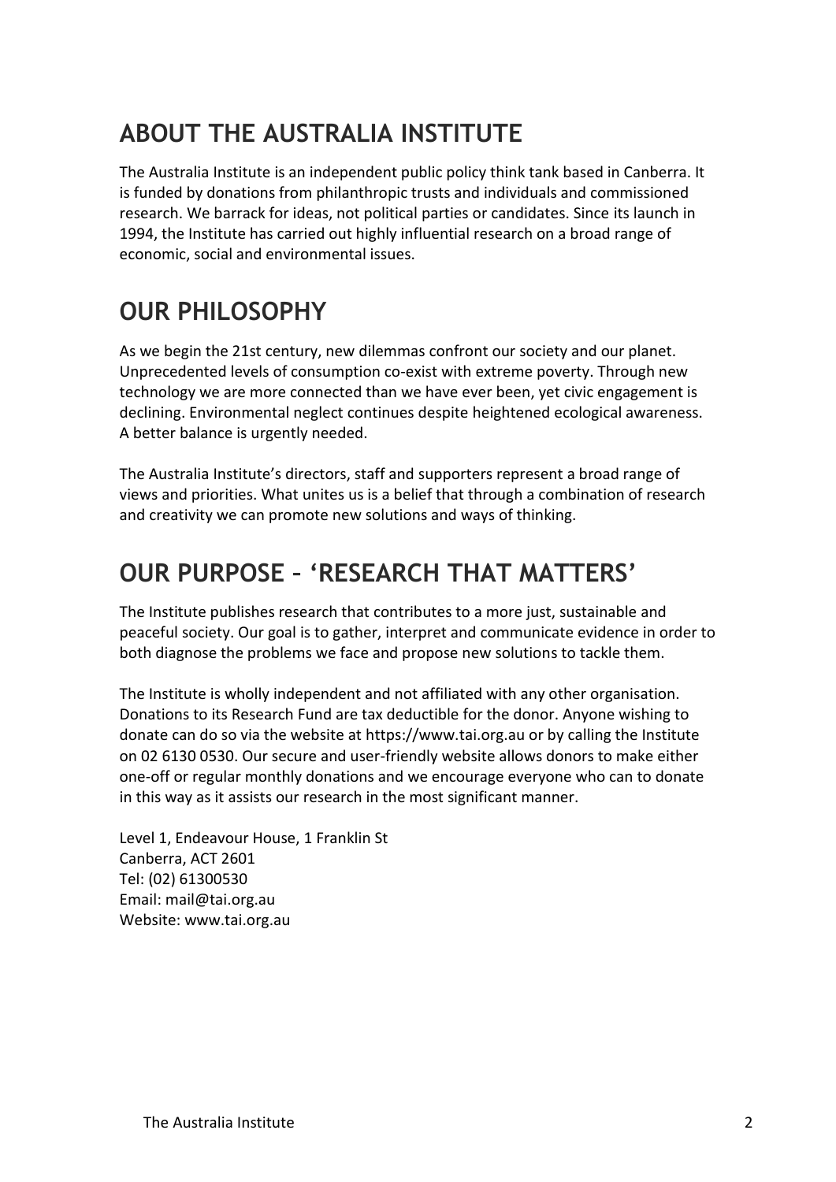## ABOUT THE AUSTRALIA INSTITUTE

The Australia Institute is an independent public policy think tank based in Canberra. It is funded by donations from philanthropic trusts and individuals and commissioned research. We barrack for ideas, not political parties or candidates. Since its launch in 1994, the Institute has carried out highly influential research on a broad range of economic, social and environmental issues.

## OUR PHILOSOPHY

As we begin the 21st century, new dilemmas confront our society and our planet. Unprecedented levels of consumption co-exist with extreme poverty. Through new technology we are more connected than we have ever been, yet civic engagement is declining. Environmental neglect continues despite heightened ecological awareness. A better balance is urgently needed.

The Australia Institute's directors, staff and supporters represent a broad range of views and priorities. What unites us is a belief that through a combination of research and creativity we can promote new solutions and ways of thinking.

## OUR PURPOSE – 'RESEARCH THAT MATTERS'

The Institute publishes research that contributes to a more just, sustainable and peaceful society. Our goal is to gather, interpret and communicate evidence in order to both diagnose the problems we face and propose new solutions to tackle them.

The Institute is wholly independent and not affiliated with any other organisation. Donations to its Research Fund are tax deductible for the donor. Anyone wishing to donate can do so via the website at https://www.tai.org.au or by calling the Institute on 02 6130 0530. Our secure and user-friendly website allows donors to make either one-off or regular monthly donations and we encourage everyone who can to donate in this way as it assists our research in the most significant manner.

Level 1, Endeavour House, 1 Franklin St  
Canberra, ACT 2601  
Tel: (02) 61300530  
Email: mail@tai.org.au  
Website: www.tai.org.au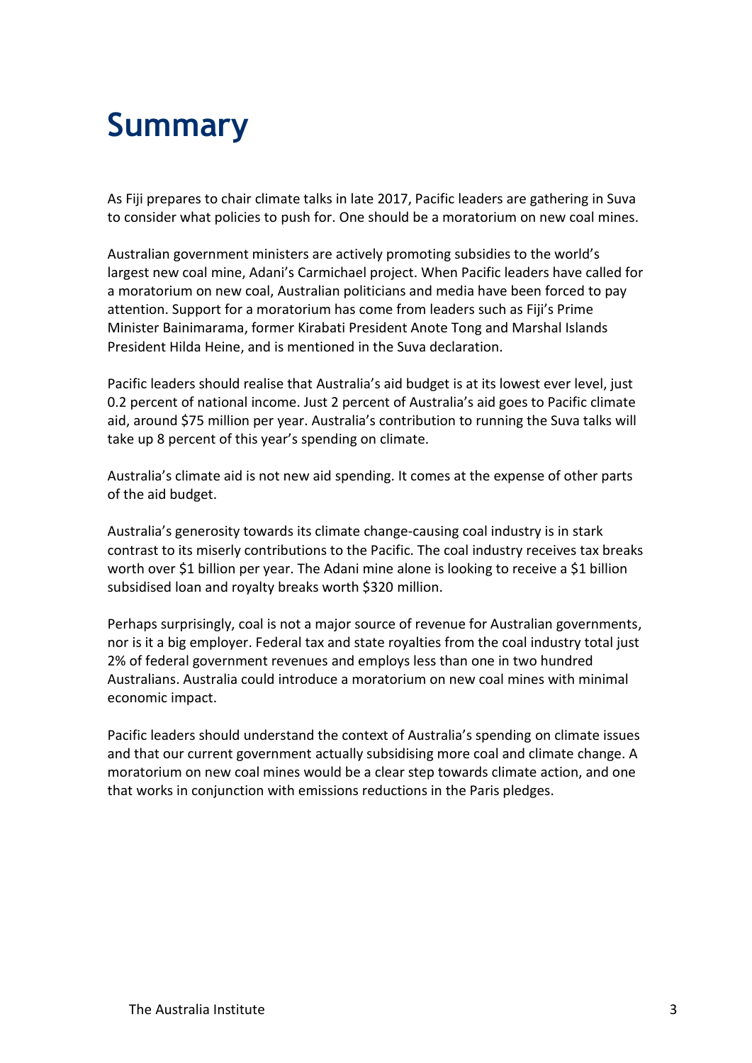# Summary

As Fiji prepares to chair climate talks in late 2017, Pacific leaders are gathering in Suva to consider what policies to push for. One should be a moratorium on new coal mines.

Australian government ministers are actively promoting subsidies to the world's largest new coal mine, Adani's Carmichael project. When Pacific leaders have called for a moratorium on new coal, Australian politicians and media have been forced to pay attention. Support for a moratorium has come from leaders such as Fiji's Prime Minister Bainimarama, former Kirabati President Anote Tong and Marshal Islands President Hilda Heine, and is mentioned in the Suva declaration.

Pacific leaders should realise that Australia's aid budget is at its lowest ever level, just 0.2 percent of national income. Just 2 percent of Australia's aid goes to Pacific climate aid, around $75 million per year. Australia's contribution to running the Suva talks will take up 8 percent of this year's spending on climate.

Australia's climate aid is not new aid spending. It comes at the expense of other parts of the aid budget.

Australia's generosity towards its climate change-causing coal industry is in stark contrast to its miserly contributions to the Pacific. The coal industry receives tax breaks worth over $1 billion per year. The Adani mine alone is looking to receive a $1 billion subsidised loan and royalty breaks worth $320 million.

Perhaps surprisingly, coal is not a major source of revenue for Australian governments, nor is it a big employer. Federal tax and state royalties from the coal industry total just 2% of federal government revenues and employs less than one in two hundred Australians. Australia could introduce a moratorium on new coal mines with minimal economic impact.

Pacific leaders should understand the context of Australia's spending on climate issues and that our current government actually subsidising more coal and climate change. A moratorium on new coal mines would be a clear step towards climate action, and one that works in conjunction with emissions reductions in the Paris pledges.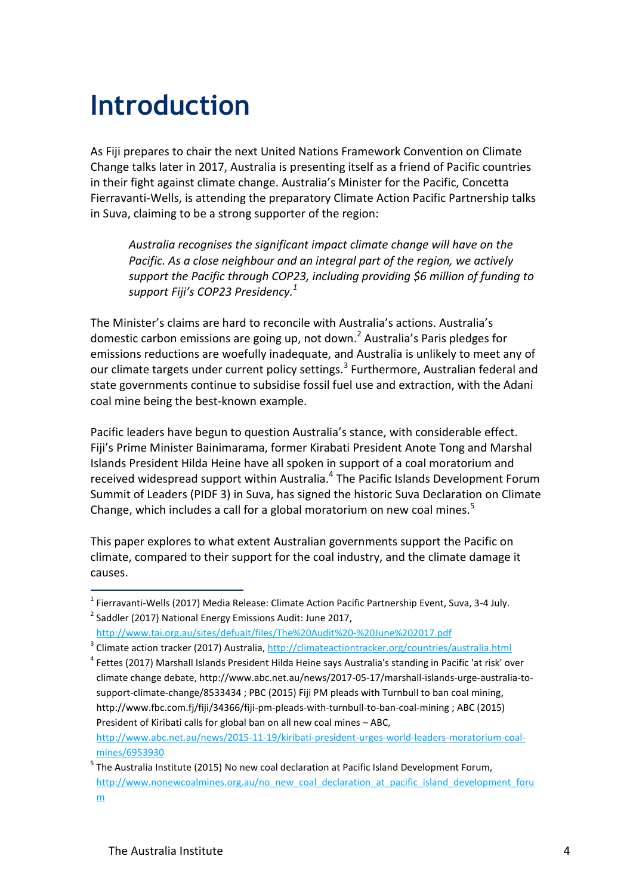# Introduction

As Fiji prepares to chair the next United Nations Framework Convention on Climate Change talks later in 2017, Australia is presenting itself as a friend of Pacific countries in their fight against climate change. Australia's Minister for the Pacific, Concetta Fierravanti-Wells, is attending the preparatory Climate Action Pacific Partnership talks in Suva, claiming to be a strong supporter of the region:

> *Australia recognises the significant impact climate change will have on the Pacific. As a close neighbour and an integral part of the region, we actively support the Pacific through COP23, including providing $6 million of funding to support Fiji's COP23 Presidency.*[1]

The Minister's claims are hard to reconcile with Australia's actions. Australia's domestic carbon emissions are going up, not down.[2] Australia's Paris pledges for emissions reductions are woefully inadequate, and Australia is unlikely to meet any of our climate targets under current policy settings.[3] Furthermore, Australian federal and state governments continue to subsidise fossil fuel use and extraction, with the Adani coal mine being the best-known example.

Pacific leaders have begun to question Australia's stance, with considerable effect. Fiji's Prime Minister Bainimarama, former Kiribati President Anote Tong and Marshal Islands President Hilda Heine have all spoken in support of a coal moratorium and received widespread support within Australia.[4] The Pacific Islands Development Forum Summit of Leaders (PIDF 3) in Suva, has signed the historic Suva Declaration on Climate Change, which includes a call for a global moratorium on new coal mines.[5]

This paper explores to what extent Australian governments support the Pacific on climate, compared to their support for the coal industry, and the climate damage it causes.

---

[1] Fierravanti-Wells (2017) Media Release: Climate Action Pacific Partnership Event, Suva, 3-4 July.

[2] Saddler (2017) National Energy Emissions Audit: June 2017, http://www.tai.org.au/sites/defualt/files/The%20Audit%20-%20June%202017.pdf

[3] Climate action tracker (2017) Australia, http://climateactiontracker.org/countries/australia.html

[4] Fettes (2017) Marshall Islands President Hilda Heine says Australia's standing in Pacific 'at risk' over climate change debate, http://www.abc.net.au/news/2017-05-17/marshall-islands-urge-australia-to-support-climate-change/8533434 ; PBC (2015) Fiji PM pleads with Turnbull to ban coal mining, http://www.fbc.com.fj/fiji/34366/fiji-pm-pleads-with-turnbull-to-ban-coal-mining ; ABC (2015) President of Kiribati calls for global ban on all new coal mines – ABC, http://www.abc.net.au/news/2015-11-19/kiribati-president-urges-world-leaders-moratorium-coal-mines/6953930

[5] The Australia Institute (2015) No new coal declaration at Pacific Island Development Forum, http://www.nonewcoalmines.org.au/no_new_coal_declaration_at_pacific_island_development_forum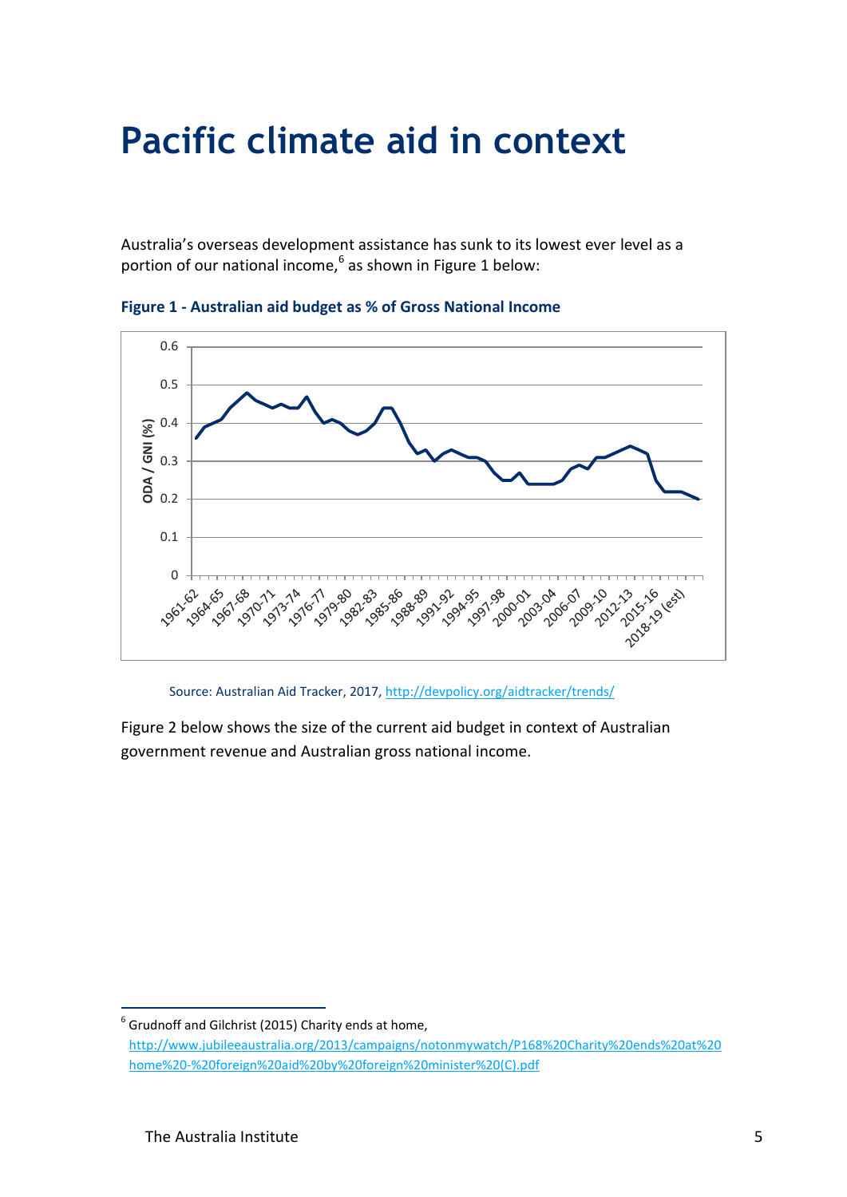# Pacific climate aid in context

Australia's overseas development assistance has sunk to its lowest ever level as a portion of our national income,[6] as shown in Figure 1 below:

**Figure 1 - Australian aid budget as % of Gross National Income**

Source: Australian Aid Tracker, 2017, http://devpolicy.org/aidtracker/trends/

Figure 2 below shows the size of the current aid budget in context of Australian government revenue and Australian gross national income.

[6] Grudnoff and Gilchrist (2015) Charity ends at home, http://www.jubileeaustralia.org/2013/campaigns/notonmywatch/P168%20Charity%20ends%20at%20home%20-%20foreign%20aid%20by%20foreign%20minister%20(C).pdf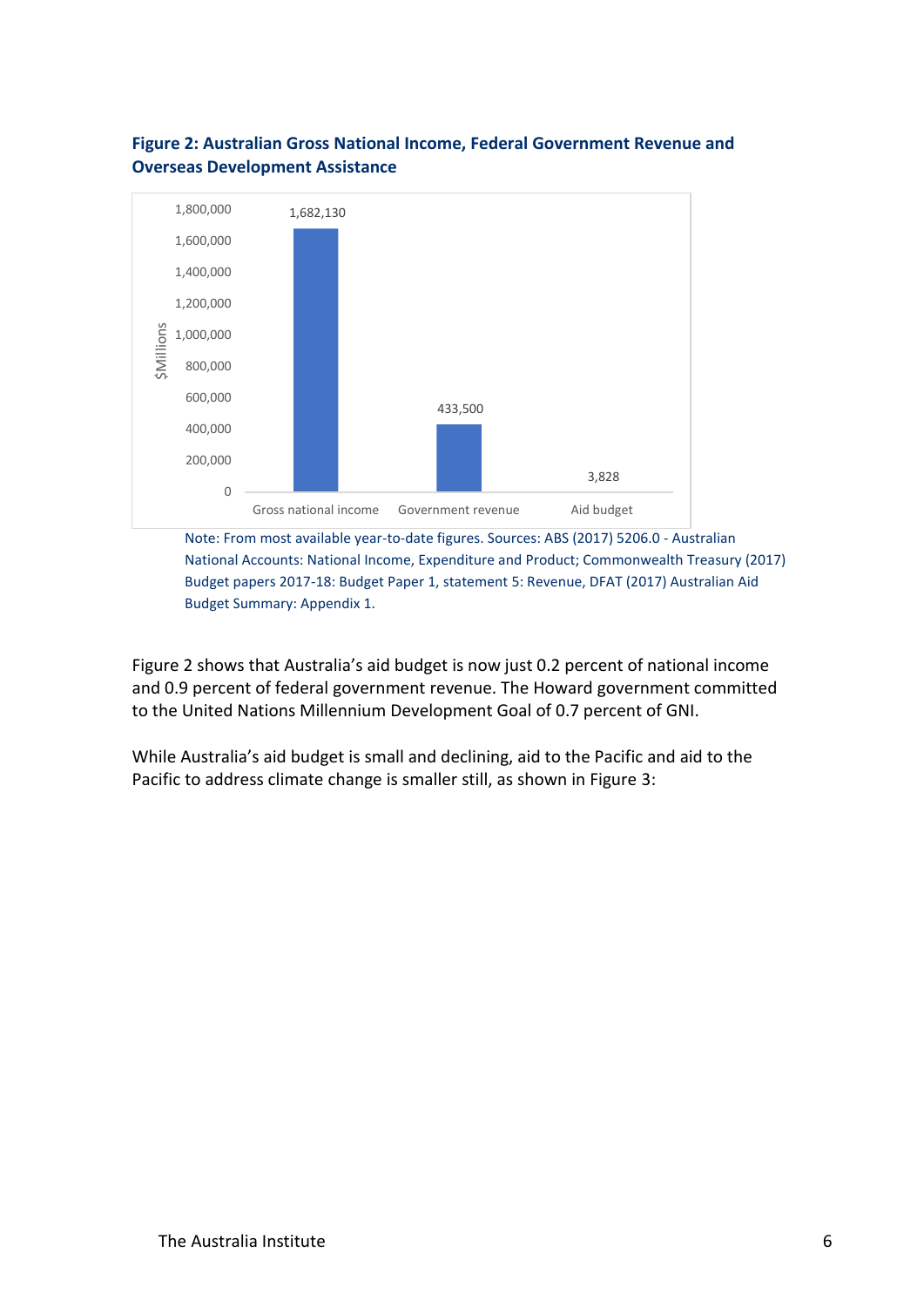**Figure 2: Australian Gross National Income, Federal Government Revenue and Overseas Development Assistance**

| | $Millions |
|---|---|
| Gross national income | 1,682,130 |
| Government revenue | 433,500 |
| Aid budget | 3,828 |

Note: From most available year-to-date figures. Sources: ABS (2017) 5206.0 - Australian National Accounts: National Income, Expenditure and Product; Commonwealth Treasury (2017) Budget papers 2017-18: Budget Paper 1, statement 5: Revenue, DFAT (2017) Australian Aid Budget Summary: Appendix 1.

Figure 2 shows that Australia's aid budget is now just 0.2 percent of national income and 0.9 percent of federal government revenue. The Howard government committed to the United Nations Millennium Development Goal of 0.7 percent of GNI.

While Australia's aid budget is small and declining, aid to the Pacific and aid to the Pacific to address climate change is smaller still, as shown in Figure 3: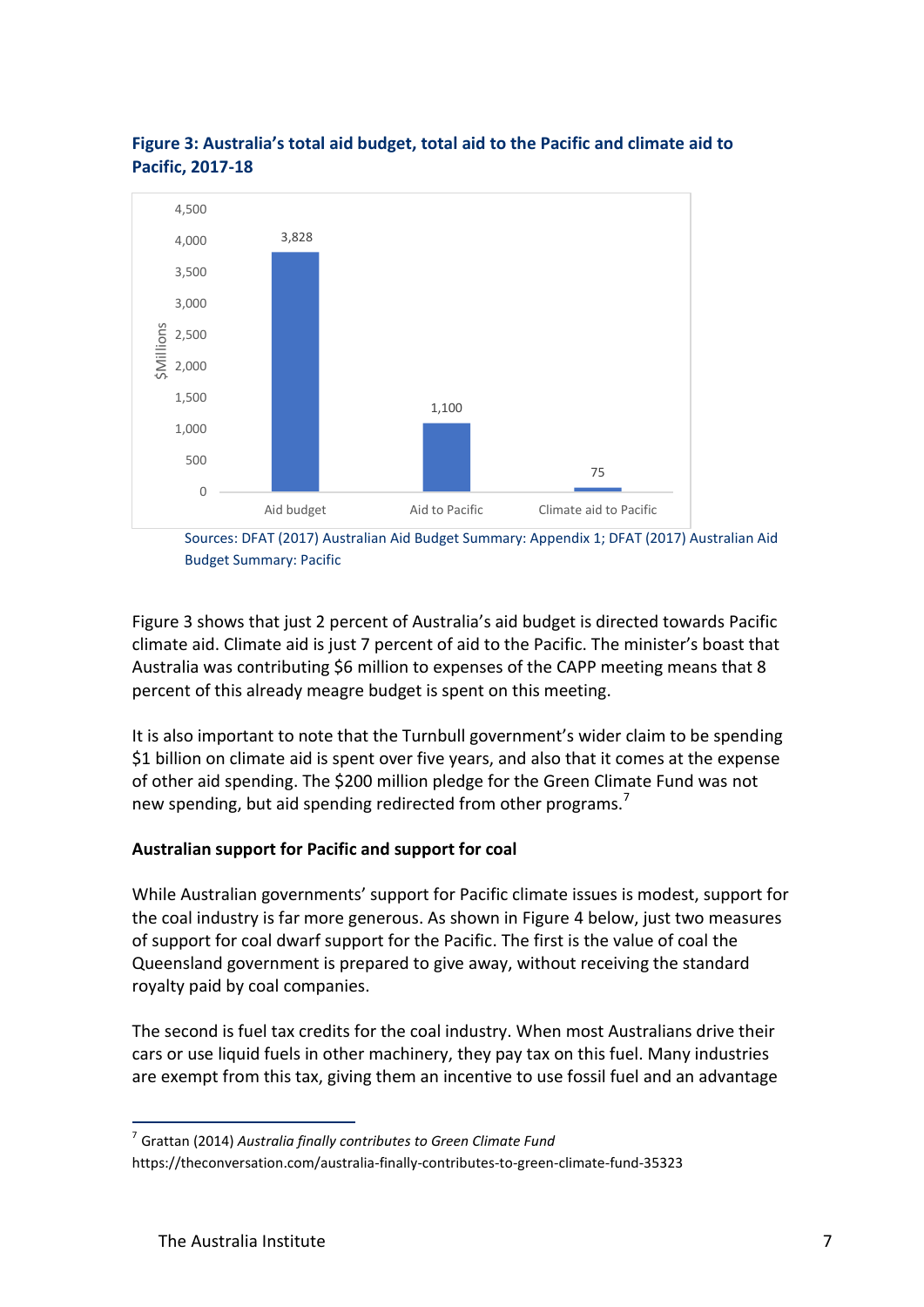**Figure 3: Australia's total aid budget, total aid to the Pacific and climate aid to Pacific, 2017-18**

| | $Millions |
|---|---|
| Aid budget | 3,828 |
| Aid to Pacific | 1,100 |
| Climate aid to Pacific | 75 |

Sources: DFAT (2017) Australian Aid Budget Summary: Appendix 1; DFAT (2017) Australian Aid Budget Summary: Pacific

Figure 3 shows that just 2 percent of Australia's aid budget is directed towards Pacific climate aid. Climate aid is just 7 percent of aid to the Pacific. The minister's boast that Australia was contributing $6 million to expenses of the CAPP meeting means that 8 percent of this already meagre budget is spent on this meeting.

It is also important to note that the Turnbull government's wider claim to be spending $1 billion on climate aid is spent over five years, and also that it comes at the expense of other aid spending. The $200 million pledge for the Green Climate Fund was not new spending, but aid spending redirected from other programs.[7]

### Australian support for Pacific and support for coal

While Australian governments' support for Pacific climate issues is modest, support for the coal industry is far more generous. As shown in Figure 4 below, just two measures of support for coal dwarf support for the Pacific. The first is the value of coal the Queensland government is prepared to give away, without receiving the standard royalty paid by coal companies.

The second is fuel tax credits for the coal industry. When most Australians drive their cars or use liquid fuels in other machinery, they pay tax on this fuel. Many industries are exempt from this tax, giving them an incentive to use fossil fuel and an advantage

[7] Grattan (2014) *Australia finally contributes to Green Climate Fund* https://theconversation.com/australia-finally-contributes-to-green-climate-fund-35323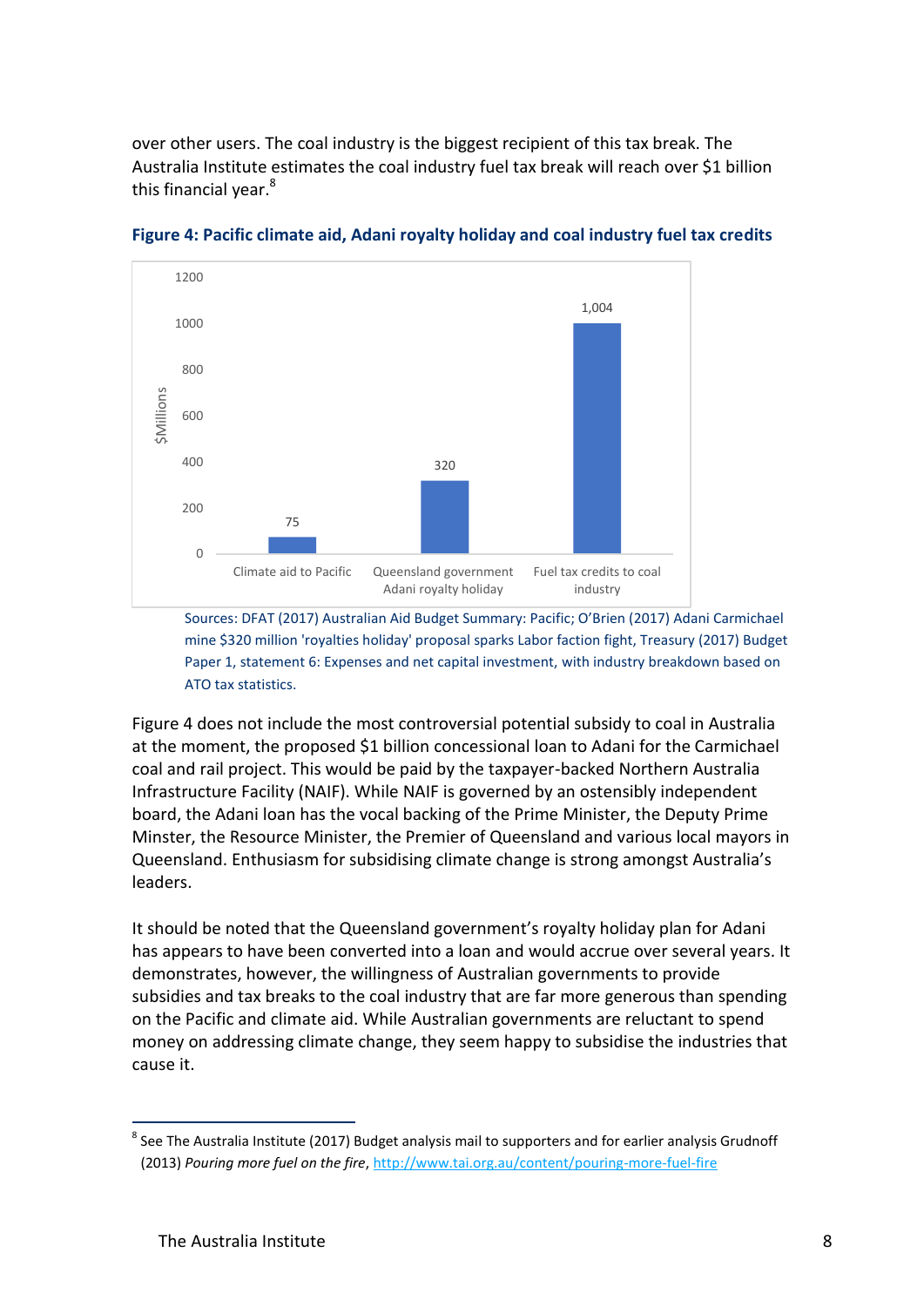over other users. The coal industry is the biggest recipient of this tax break. The Australia Institute estimates the coal industry fuel tax break will reach over $1 billion this financial year.[8]

**Figure 4: Pacific climate aid, Adani royalty holiday and coal industry fuel tax credits**

| | $Millions |
|---|---|
| Climate aid to Pacific | 75 |
| Queensland government Adani royalty holiday | 320 |
| Fuel tax credits to coal industry | 1,004 |

Sources: DFAT (2017) Australian Aid Budget Summary: Pacific; O'Brien (2017) Adani Carmichael mine $320 million 'royalties holiday' proposal sparks Labor faction fight, Treasury (2017) Budget Paper 1, statement 6: Expenses and net capital investment, with industry breakdown based on ATO tax statistics.

Figure 4 does not include the most controversial potential subsidy to coal in Australia at the moment, the proposed $1 billion concessional loan to Adani for the Carmichael coal and rail project. This would be paid by the taxpayer-backed Northern Australia Infrastructure Facility (NAIF). While NAIF is governed by an ostensibly independent board, the Adani loan has the vocal backing of the Prime Minister, the Deputy Prime Minster, the Resource Minister, the Premier of Queensland and various local mayors in Queensland. Enthusiasm for subsidising climate change is strong amongst Australia's leaders.

It should be noted that the Queensland government's royalty holiday plan for Adani has appears to have been converted into a loan and would accrue over several years. It demonstrates, however, the willingness of Australian governments to provide subsidies and tax breaks to the coal industry that are far more generous than spending on the Pacific and climate aid. While Australian governments are reluctant to spend money on addressing climate change, they seem happy to subsidise the industries that cause it.

---

[8] See The Australia Institute (2017) Budget analysis mail to supporters and for earlier analysis Grudnoff (2013) *Pouring more fuel on the fire*, http://www.tai.org.au/content/pouring-more-fuel-fire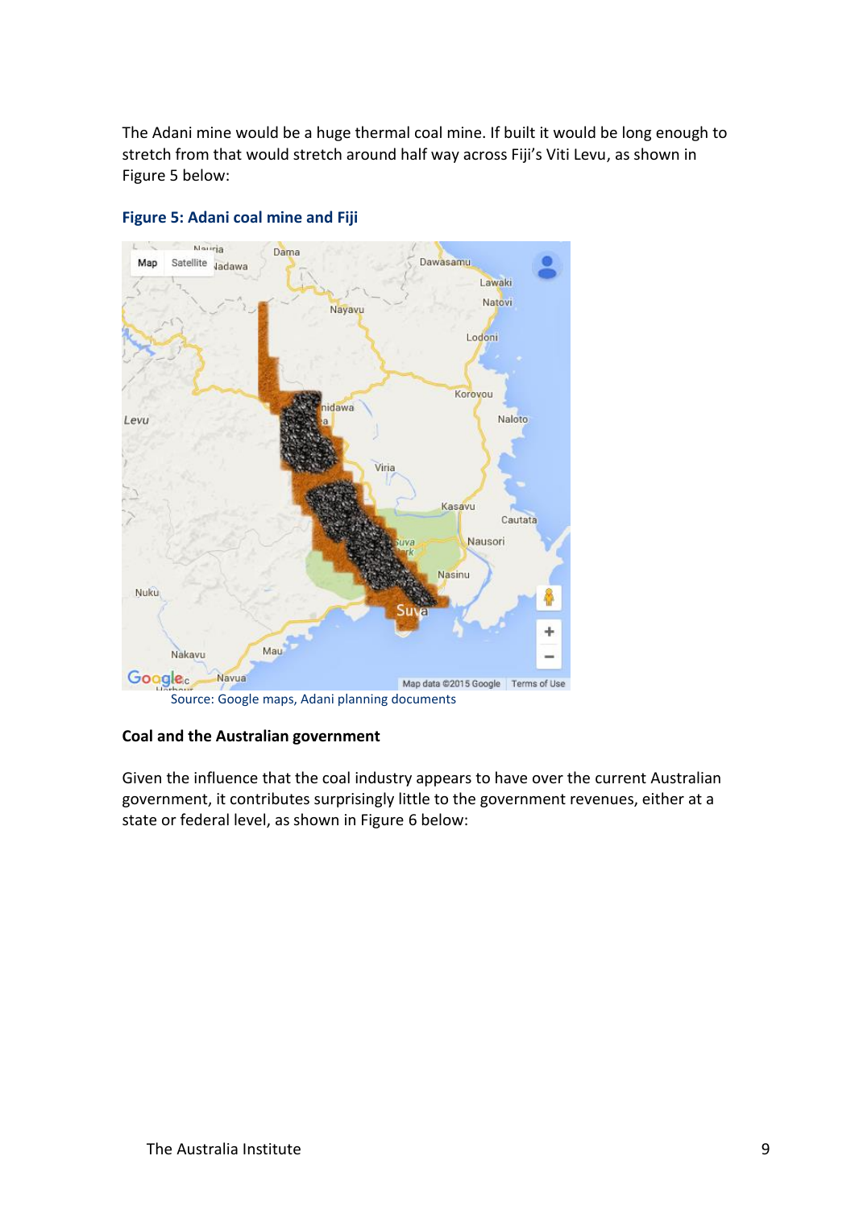The Adani mine would be a huge thermal coal mine. If built it would be long enough to stretch from that would stretch around half way across Fiji's Viti Levu, as shown in Figure 5 below:

**Figure 5: Adani coal mine and Fiji**

Source: Google maps, Adani planning documents

**Coal and the Australian government**

Given the influence that the coal industry appears to have over the current Australian government, it contributes surprisingly little to the government revenues, either at a state or federal level, as shown in Figure 6 below: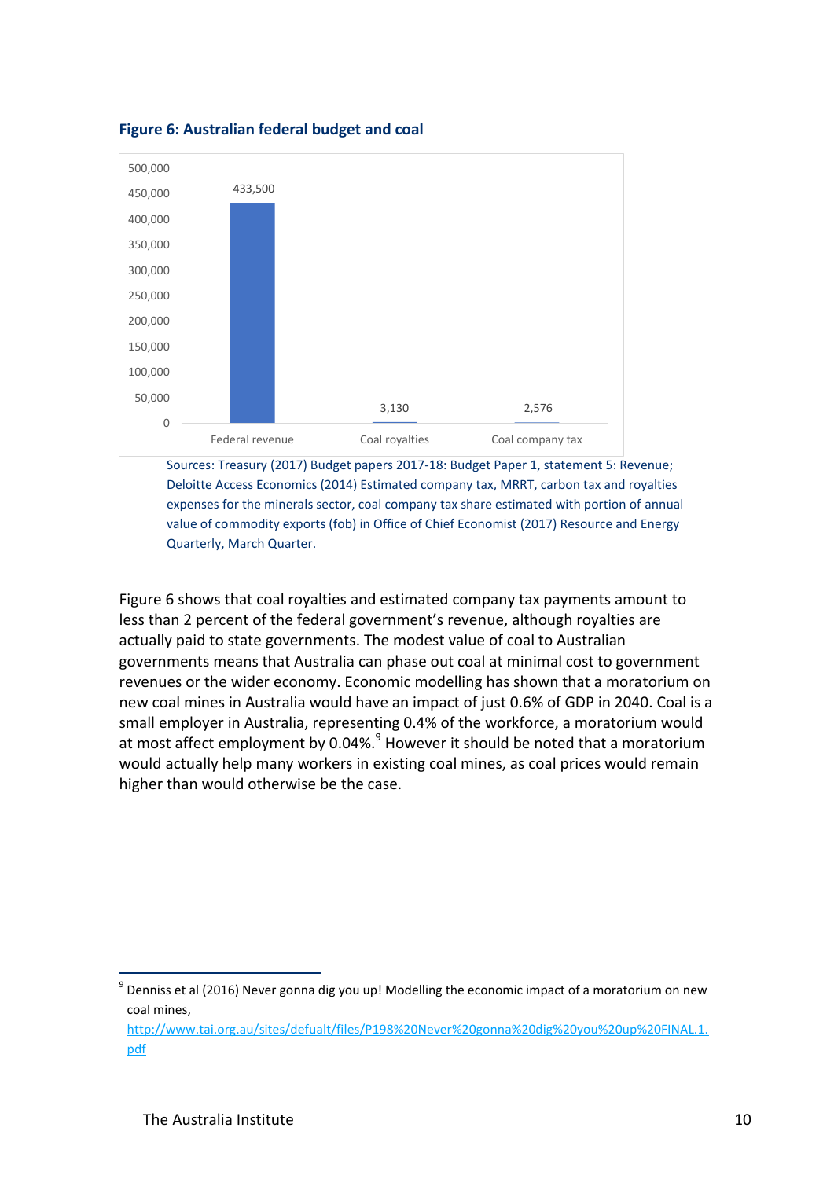**Figure 6: Australian federal budget and coal**

| | Value |
|---|---|
| Federal revenue | 433,500 |
| Coal royalties | 3,130 |
| Coal company tax | 2,576 |

Sources: Treasury (2017) Budget papers 2017-18: Budget Paper 1, statement 5: Revenue; Deloitte Access Economics (2014) Estimated company tax, MRRT, carbon tax and royalties expenses for the minerals sector, coal company tax share estimated with portion of annual value of commodity exports (fob) in Office of Chief Economist (2017) Resource and Energy Quarterly, March Quarter.

Figure 6 shows that coal royalties and estimated company tax payments amount to less than 2 percent of the federal government's revenue, although royalties are actually paid to state governments. The modest value of coal to Australian governments means that Australia can phase out coal at minimal cost to government revenues or the wider economy. Economic modelling has shown that a moratorium on new coal mines in Australia would have an impact of just 0.6% of GDP in 2040. Coal is a small employer in Australia, representing 0.4% of the workforce, a moratorium would at most affect employment by 0.04%.[9] However it should be noted that a moratorium would actually help many workers in existing coal mines, as coal prices would remain higher than would otherwise be the case.

---

[9] Denniss et al (2016) Never gonna dig you up! Modelling the economic impact of a moratorium on new coal mines, http://www.tai.org.au/sites/defualt/files/P198%20Never%20gonna%20dig%20you%20up%20FINAL.1.pdf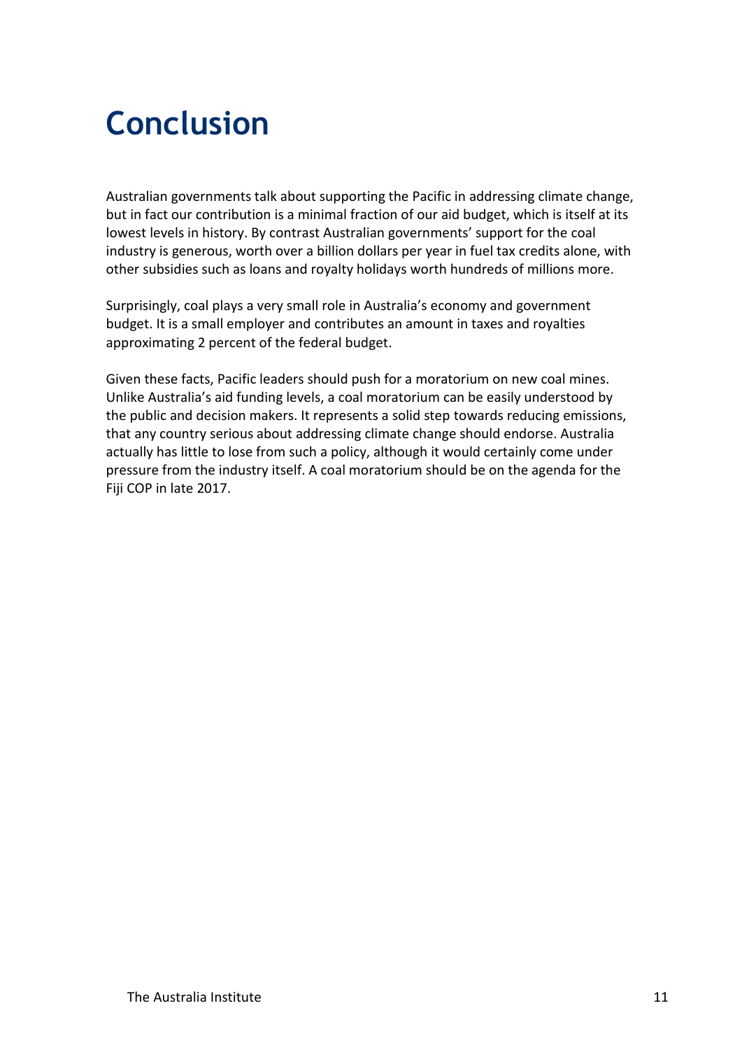# Conclusion

Australian governments talk about supporting the Pacific in addressing climate change, but in fact our contribution is a minimal fraction of our aid budget, which is itself at its lowest levels in history. By contrast Australian governments' support for the coal industry is generous, worth over a billion dollars per year in fuel tax credits alone, with other subsidies such as loans and royalty holidays worth hundreds of millions more.

Surprisingly, coal plays a very small role in Australia's economy and government budget. It is a small employer and contributes an amount in taxes and royalties approximating 2 percent of the federal budget.

Given these facts, Pacific leaders should push for a moratorium on new coal mines. Unlike Australia's aid funding levels, a coal moratorium can be easily understood by the public and decision makers. It represents a solid step towards reducing emissions, that any country serious about addressing climate change should endorse. Australia actually has little to lose from such a policy, although it would certainly come under pressure from the industry itself. A coal moratorium should be on the agenda for the Fiji COP in late 2017.